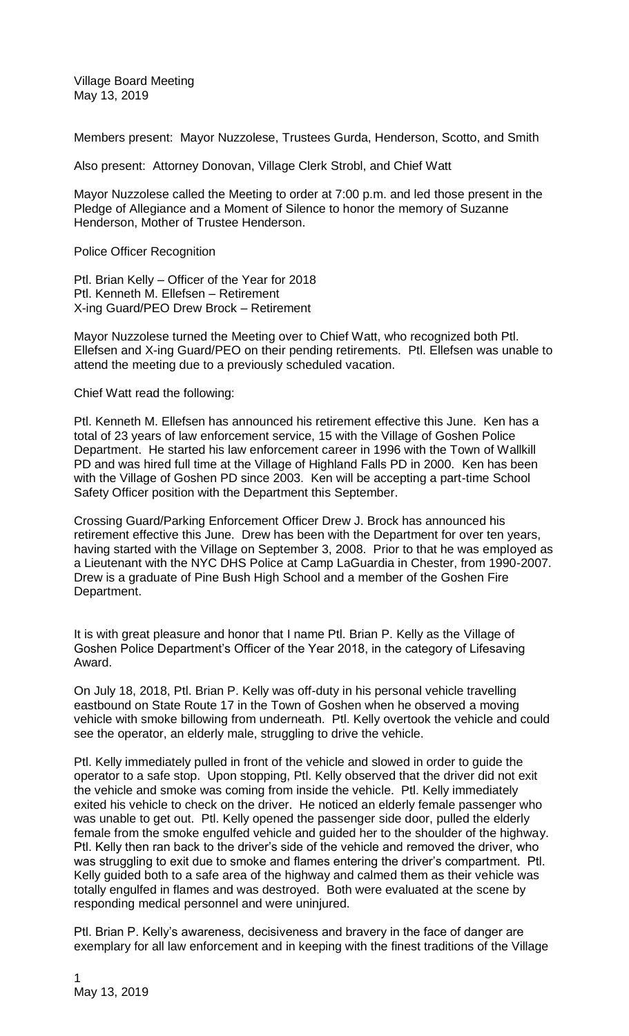Village Board Meeting
May 13, 2019

Members present: Mayor Nuzzolese, Trustees Gurda, Henderson, Scotto, and Smith

Also present: Attorney Donovan, Village Clerk Strobl, and Chief Watt

Mayor Nuzzolese called the Meeting to order at 7:00 p.m. and led those present in the Pledge of Allegiance and a Moment of Silence to honor the memory of Suzanne Henderson, Mother of Trustee Henderson.

Police Officer Recognition

Ptl. Brian Kelly – Officer of the Year for 2018
Ptl. Kenneth M. Ellefsen – Retirement
X-ing Guard/PEO Drew Brock – Retirement

Mayor Nuzzolese turned the Meeting over to Chief Watt, who recognized both Ptl. Ellefsen and X-ing Guard/PEO on their pending retirements. Ptl. Ellefsen was unable to attend the meeting due to a previously scheduled vacation.

Chief Watt read the following:

Ptl. Kenneth M. Ellefsen has announced his retirement effective this June. Ken has a total of 23 years of law enforcement service, 15 with the Village of Goshen Police Department. He started his law enforcement career in 1996 with the Town of Wallkill PD and was hired full time at the Village of Highland Falls PD in 2000. Ken has been with the Village of Goshen PD since 2003. Ken will be accepting a part-time School Safety Officer position with the Department this September.

Crossing Guard/Parking Enforcement Officer Drew J. Brock has announced his retirement effective this June. Drew has been with the Department for over ten years, having started with the Village on September 3, 2008. Prior to that he was employed as a Lieutenant with the NYC DHS Police at Camp LaGuardia in Chester, from 1990-2007. Drew is a graduate of Pine Bush High School and a member of the Goshen Fire Department.

It is with great pleasure and honor that I name Ptl. Brian P. Kelly as the Village of Goshen Police Department's Officer of the Year 2018, in the category of Lifesaving Award.

On July 18, 2018, Ptl. Brian P. Kelly was off-duty in his personal vehicle travelling eastbound on State Route 17 in the Town of Goshen when he observed a moving vehicle with smoke billowing from underneath. Ptl. Kelly overtook the vehicle and could see the operator, an elderly male, struggling to drive the vehicle.

Ptl. Kelly immediately pulled in front of the vehicle and slowed in order to guide the operator to a safe stop. Upon stopping, Ptl. Kelly observed that the driver did not exit the vehicle and smoke was coming from inside the vehicle. Ptl. Kelly immediately exited his vehicle to check on the driver. He noticed an elderly female passenger who was unable to get out. Ptl. Kelly opened the passenger side door, pulled the elderly female from the smoke engulfed vehicle and guided her to the shoulder of the highway. Ptl. Kelly then ran back to the driver's side of the vehicle and removed the driver, who was struggling to exit due to smoke and flames entering the driver's compartment. Ptl. Kelly guided both to a safe area of the highway and calmed them as their vehicle was totally engulfed in flames and was destroyed. Both were evaluated at the scene by responding medical personnel and were uninjured.

Ptl. Brian P. Kelly's awareness, decisiveness and bravery in the face of danger are exemplary for all law enforcement and in keeping with the finest traditions of the Village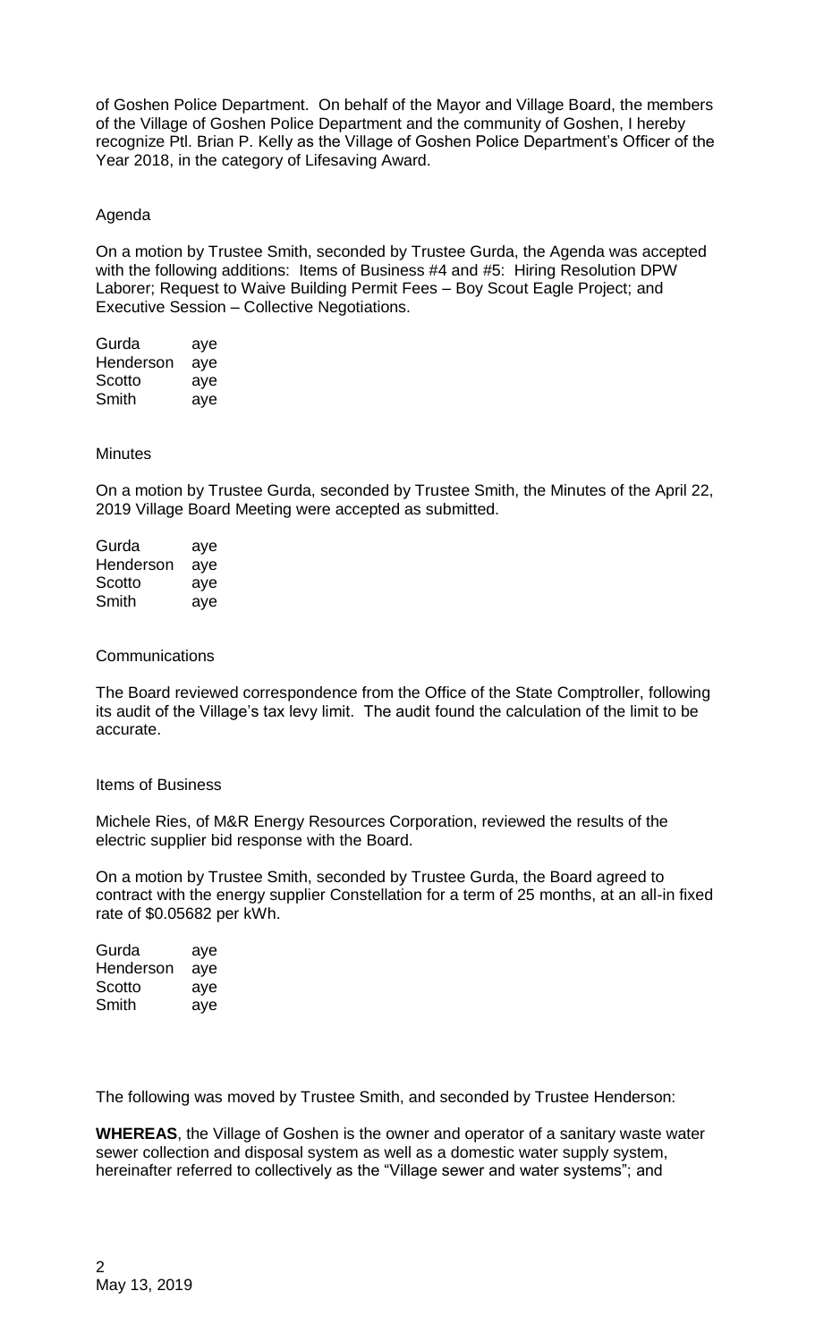of Goshen Police Department. On behalf of the Mayor and Village Board, the members of the Village of Goshen Police Department and the community of Goshen, I hereby recognize Ptl. Brian P. Kelly as the Village of Goshen Police Department's Officer of the Year 2018, in the category of Lifesaving Award.

Agenda

On a motion by Trustee Smith, seconded by Trustee Gurda, the Agenda was accepted with the following additions: Items of Business #4 and #5: Hiring Resolution DPW Laborer; Request to Waive Building Permit Fees – Boy Scout Eagle Project; and Executive Session – Collective Negotiations.

| | |
|---|---|
| Gurda | aye |
| Henderson | aye |
| Scotto | aye |
| Smith | aye |

Minutes

On a motion by Trustee Gurda, seconded by Trustee Smith, the Minutes of the April 22, 2019 Village Board Meeting were accepted as submitted.

| | |
|---|---|
| Gurda | aye |
| Henderson | aye |
| Scotto | aye |
| Smith | aye |

Communications

The Board reviewed correspondence from the Office of the State Comptroller, following its audit of the Village's tax levy limit. The audit found the calculation of the limit to be accurate.

Items of Business

Michele Ries, of M&R Energy Resources Corporation, reviewed the results of the electric supplier bid response with the Board.

On a motion by Trustee Smith, seconded by Trustee Gurda, the Board agreed to contract with the energy supplier Constellation for a term of 25 months, at an all-in fixed rate of $0.05682 per kWh.

| | |
|---|---|
| Gurda | aye |
| Henderson | aye |
| Scotto | aye |
| Smith | aye |

The following was moved by Trustee Smith, and seconded by Trustee Henderson:

**WHEREAS**, the Village of Goshen is the owner and operator of a sanitary waste water sewer collection and disposal system as well as a domestic water supply system, hereinafter referred to collectively as the "Village sewer and water systems"; and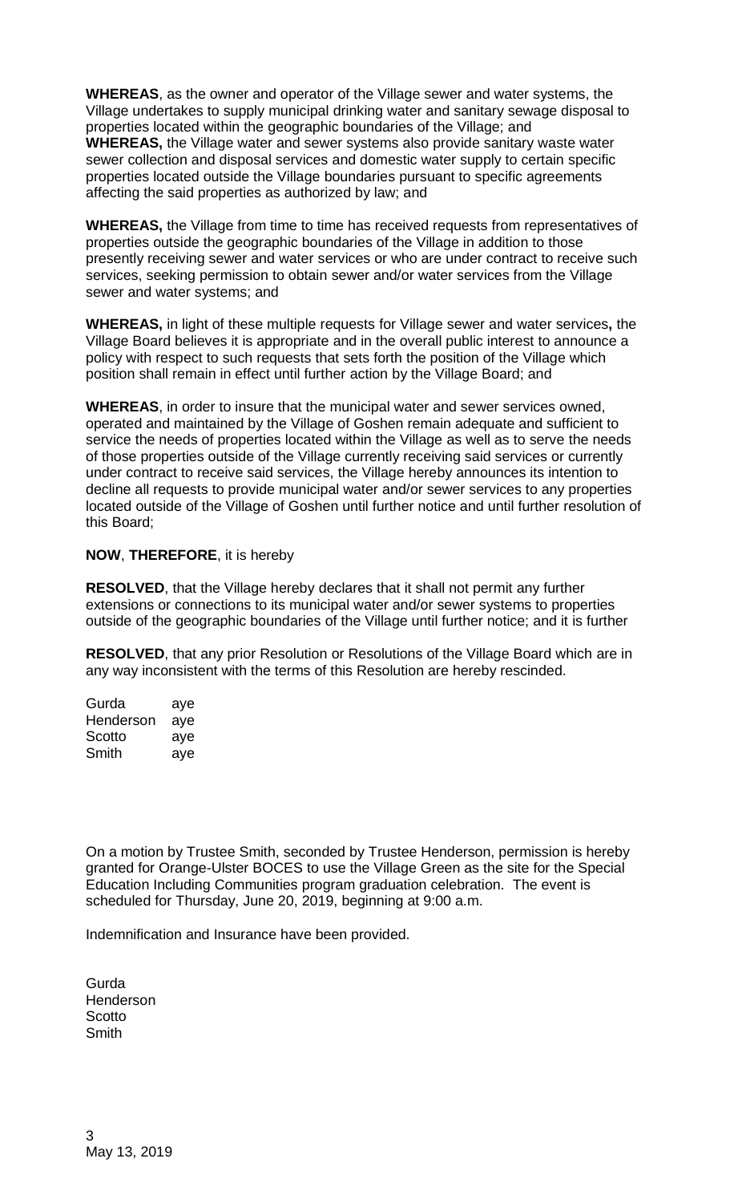**WHEREAS**, as the owner and operator of the Village sewer and water systems, the Village undertakes to supply municipal drinking water and sanitary sewage disposal to properties located within the geographic boundaries of the Village; and
**WHEREAS,** the Village water and sewer systems also provide sanitary waste water sewer collection and disposal services and domestic water supply to certain specific properties located outside the Village boundaries pursuant to specific agreements affecting the said properties as authorized by law; and

**WHEREAS,** the Village from time to time has received requests from representatives of properties outside the geographic boundaries of the Village in addition to those presently receiving sewer and water services or who are under contract to receive such services, seeking permission to obtain sewer and/or water services from the Village sewer and water systems; and

**WHEREAS,** in light of these multiple requests for Village sewer and water services**,** the Village Board believes it is appropriate and in the overall public interest to announce a policy with respect to such requests that sets forth the position of the Village which position shall remain in effect until further action by the Village Board; and

**WHEREAS**, in order to insure that the municipal water and sewer services owned, operated and maintained by the Village of Goshen remain adequate and sufficient to service the needs of properties located within the Village as well as to serve the needs of those properties outside of the Village currently receiving said services or currently under contract to receive said services, the Village hereby announces its intention to decline all requests to provide municipal water and/or sewer services to any properties located outside of the Village of Goshen until further notice and until further resolution of this Board;

**NOW**, **THEREFORE**, it is hereby

**RESOLVED**, that the Village hereby declares that it shall not permit any further extensions or connections to its municipal water and/or sewer systems to properties outside of the geographic boundaries of the Village until further notice; and it is further

**RESOLVED**, that any prior Resolution or Resolutions of the Village Board which are in any way inconsistent with the terms of this Resolution are hereby rescinded.

Gurda aye
Henderson aye
Scotto aye
Smith aye

On a motion by Trustee Smith, seconded by Trustee Henderson, permission is hereby granted for Orange-Ulster BOCES to use the Village Green as the site for the Special Education Including Communities program graduation celebration. The event is scheduled for Thursday, June 20, 2019, beginning at 9:00 a.m.

Indemnification and Insurance have been provided.

Gurda
Henderson
Scotto
Smith

May 13, 2019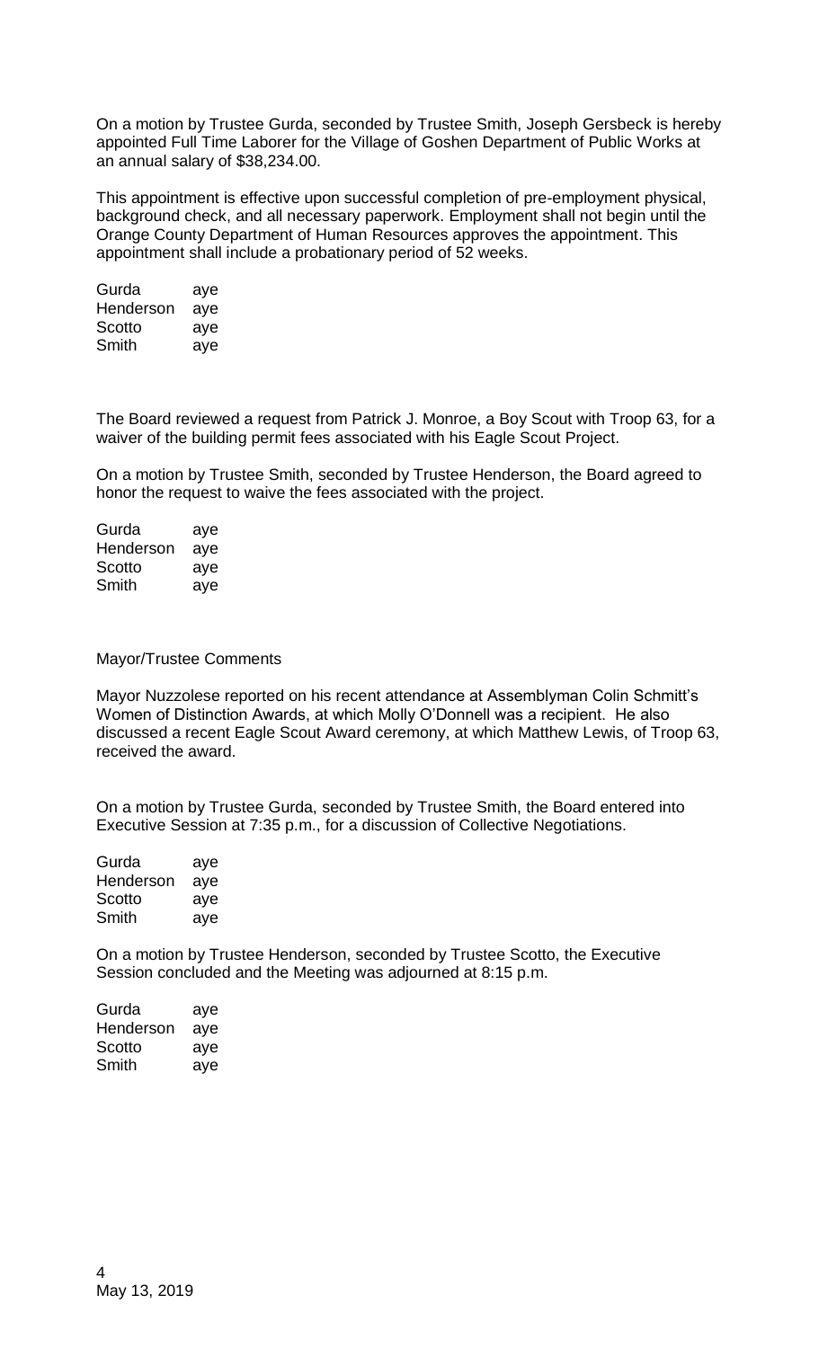On a motion by Trustee Gurda, seconded by Trustee Smith, Joseph Gersbeck is hereby appointed Full Time Laborer for the Village of Goshen Department of Public Works at an annual salary of $38,234.00.

This appointment is effective upon successful completion of pre-employment physical, background check, and all necessary paperwork. Employment shall not begin until the Orange County Department of Human Resources approves the appointment. This appointment shall include a probationary period of 52 weeks.

| | |
|---|---|
| Gurda | aye |
| Henderson | aye |
| Scotto | aye |
| Smith | aye |

The Board reviewed a request from Patrick J. Monroe, a Boy Scout with Troop 63, for a waiver of the building permit fees associated with his Eagle Scout Project.

On a motion by Trustee Smith, seconded by Trustee Henderson, the Board agreed to honor the request to waive the fees associated with the project.

| | |
|---|---|
| Gurda | aye |
| Henderson | aye |
| Scotto | aye |
| Smith | aye |

Mayor/Trustee Comments

Mayor Nuzzolese reported on his recent attendance at Assemblyman Colin Schmitt's Women of Distinction Awards, at which Molly O'Donnell was a recipient. He also discussed a recent Eagle Scout Award ceremony, at which Matthew Lewis, of Troop 63, received the award.

On a motion by Trustee Gurda, seconded by Trustee Smith, the Board entered into Executive Session at 7:35 p.m., for a discussion of Collective Negotiations.

| | |
|---|---|
| Gurda | aye |
| Henderson | aye |
| Scotto | aye |
| Smith | aye |

On a motion by Trustee Henderson, seconded by Trustee Scotto, the Executive Session concluded and the Meeting was adjourned at 8:15 p.m.

| | |
|---|---|
| Gurda | aye |
| Henderson | aye |
| Scotto | aye |
| Smith | aye |